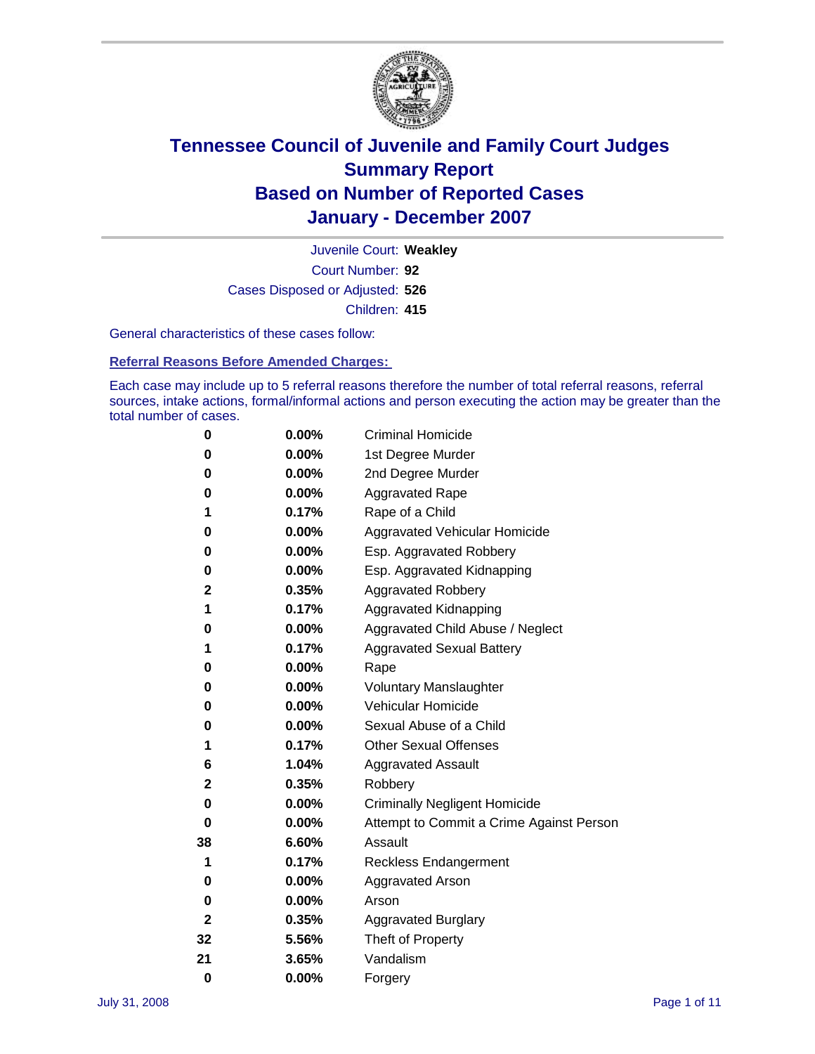# Tennessee Council of Juvenile and Family Court Judges
# Summary Report
# Based on Number of Reported Cases
# January - December 2007

Juvenile Court: **Weakley**

Court Number: **92**

Cases Disposed or Adjusted: **526**

Children: **415**

General characteristics of these cases follow:

## Referral Reasons Before Amended Charges:

Each case may include up to 5 referral reasons therefore the number of total referral reasons, referral sources, intake actions, formal/informal actions and person executing the action may be greater than the total number of cases.

| Count | Percent | Referral Reason |
|---|---|---|
| 0 | 0.00% | Criminal Homicide |
| 0 | 0.00% | 1st Degree Murder |
| 0 | 0.00% | 2nd Degree Murder |
| 0 | 0.00% | Aggravated Rape |
| 1 | 0.17% | Rape of a Child |
| 0 | 0.00% | Aggravated Vehicular Homicide |
| 0 | 0.00% | Esp. Aggravated Robbery |
| 0 | 0.00% | Esp. Aggravated Kidnapping |
| 2 | 0.35% | Aggravated Robbery |
| 1 | 0.17% | Aggravated Kidnapping |
| 0 | 0.00% | Aggravated Child Abuse / Neglect |
| 1 | 0.17% | Aggravated Sexual Battery |
| 0 | 0.00% | Rape |
| 0 | 0.00% | Voluntary Manslaughter |
| 0 | 0.00% | Vehicular Homicide |
| 0 | 0.00% | Sexual Abuse of a Child |
| 1 | 0.17% | Other Sexual Offenses |
| 6 | 1.04% | Aggravated Assault |
| 2 | 0.35% | Robbery |
| 0 | 0.00% | Criminally Negligent Homicide |
| 0 | 0.00% | Attempt to Commit a Crime Against Person |
| 38 | 6.60% | Assault |
| 1 | 0.17% | Reckless Endangerment |
| 0 | 0.00% | Aggravated Arson |
| 0 | 0.00% | Arson |
| 2 | 0.35% | Aggravated Burglary |
| 32 | 5.56% | Theft of Property |
| 21 | 3.65% | Vandalism |
| 0 | 0.00% | Forgery |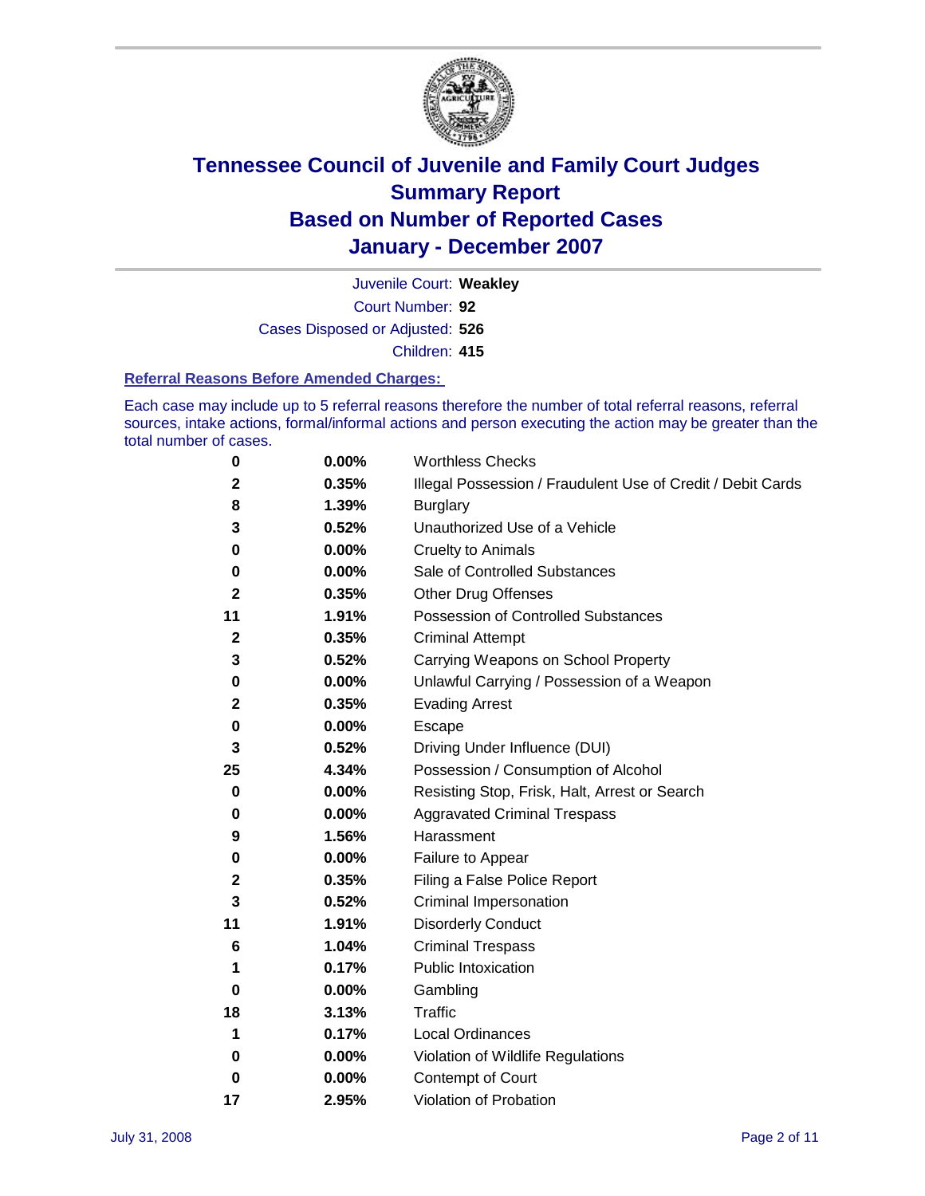# Tennessee Council of Juvenile and Family Court Judges
# Summary Report
# Based on Number of Reported Cases
# January - December 2007

Juvenile Court: **Weakley**

Court Number: **92**

Cases Disposed or Adjusted: **526**

Children: **415**

### Referral Reasons Before Amended Charges:

Each case may include up to 5 referral reasons therefore the number of total referral reasons, referral sources, intake actions, formal/informal actions and person executing the action may be greater than the total number of cases.

| | | |
|---|---|---|
| **0** | **0.00%** | Worthless Checks |
| **2** | **0.35%** | Illegal Possession / Fraudulent Use of Credit / Debit Cards |
| **8** | **1.39%** | Burglary |
| **3** | **0.52%** | Unauthorized Use of a Vehicle |
| **0** | **0.00%** | Cruelty to Animals |
| **0** | **0.00%** | Sale of Controlled Substances |
| **2** | **0.35%** | Other Drug Offenses |
| **11** | **1.91%** | Possession of Controlled Substances |
| **2** | **0.35%** | Criminal Attempt |
| **3** | **0.52%** | Carrying Weapons on School Property |
| **0** | **0.00%** | Unlawful Carrying / Possession of a Weapon |
| **2** | **0.35%** | Evading Arrest |
| **0** | **0.00%** | Escape |
| **3** | **0.52%** | Driving Under Influence (DUI) |
| **25** | **4.34%** | Possession / Consumption of Alcohol |
| **0** | **0.00%** | Resisting Stop, Frisk, Halt, Arrest or Search |
| **0** | **0.00%** | Aggravated Criminal Trespass |
| **9** | **1.56%** | Harassment |
| **0** | **0.00%** | Failure to Appear |
| **2** | **0.35%** | Filing a False Police Report |
| **3** | **0.52%** | Criminal Impersonation |
| **11** | **1.91%** | Disorderly Conduct |
| **6** | **1.04%** | Criminal Trespass |
| **1** | **0.17%** | Public Intoxication |
| **0** | **0.00%** | Gambling |
| **18** | **3.13%** | Traffic |
| **1** | **0.17%** | Local Ordinances |
| **0** | **0.00%** | Violation of Wildlife Regulations |
| **0** | **0.00%** | Contempt of Court |
| **17** | **2.95%** | Violation of Probation |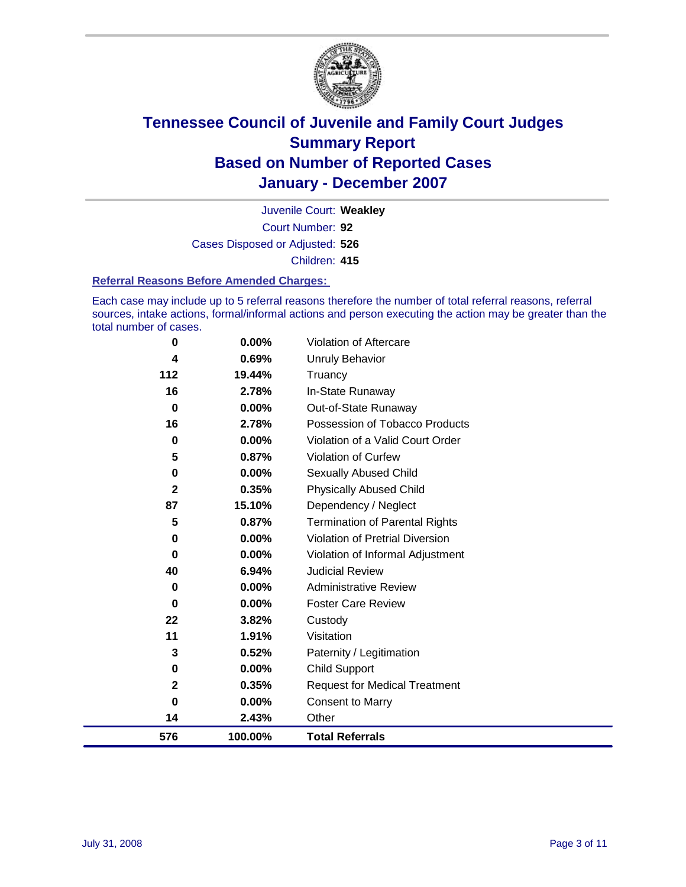# Tennessee Council of Juvenile and Family Court Judges
# Summary Report
# Based on Number of Reported Cases
# January - December 2007

Juvenile Court: **Weakley**

Court Number: **92**

Cases Disposed or Adjusted: **526**

Children: **415**

### Referral Reasons Before Amended Charges:

Each case may include up to 5 referral reasons therefore the number of total referral reasons, referral sources, intake actions, formal/informal actions and person executing the action may be greater than the total number of cases.

| | | |
|---|---|---|
| 0 | 0.00% | Violation of Aftercare |
| 4 | 0.69% | Unruly Behavior |
| 112 | 19.44% | Truancy |
| 16 | 2.78% | In-State Runaway |
| 0 | 0.00% | Out-of-State Runaway |
| 16 | 2.78% | Possession of Tobacco Products |
| 0 | 0.00% | Violation of a Valid Court Order |
| 5 | 0.87% | Violation of Curfew |
| 0 | 0.00% | Sexually Abused Child |
| 2 | 0.35% | Physically Abused Child |
| 87 | 15.10% | Dependency / Neglect |
| 5 | 0.87% | Termination of Parental Rights |
| 0 | 0.00% | Violation of Pretrial Diversion |
| 0 | 0.00% | Violation of Informal Adjustment |
| 40 | 6.94% | Judicial Review |
| 0 | 0.00% | Administrative Review |
| 0 | 0.00% | Foster Care Review |
| 22 | 3.82% | Custody |
| 11 | 1.91% | Visitation |
| 3 | 0.52% | Paternity / Legitimation |
| 0 | 0.00% | Child Support |
| 2 | 0.35% | Request for Medical Treatment |
| 0 | 0.00% | Consent to Marry |
| 14 | 2.43% | Other |
| **576** | **100.00%** | **Total Referrals** |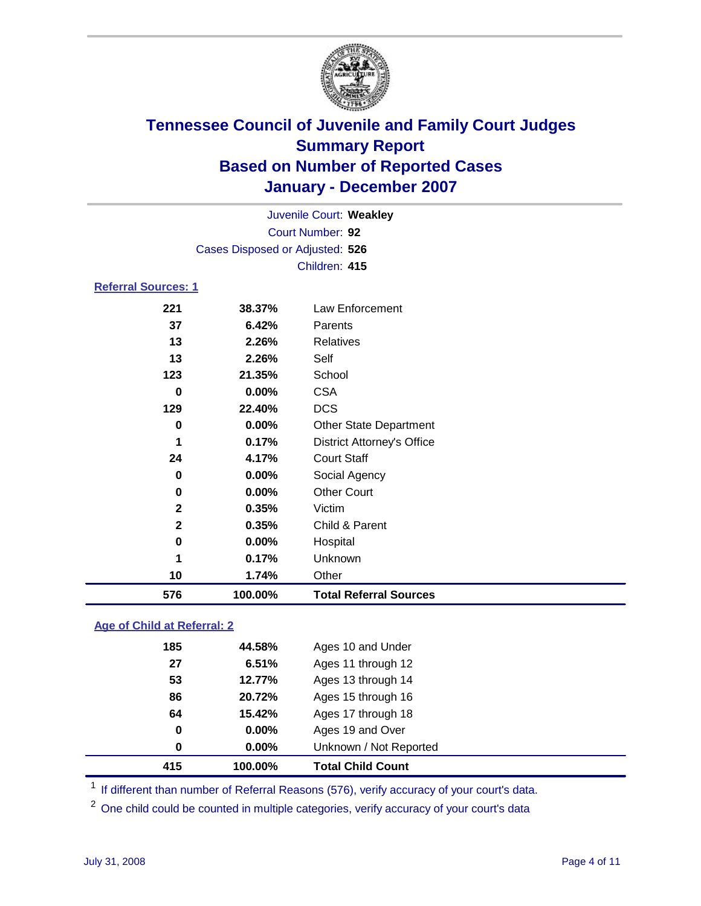# Tennessee Council of Juvenile and Family Court Judges
## Summary Report
## Based on Number of Reported Cases
## January - December 2007

Juvenile Court: **Weakley**
Court Number: **92**
Cases Disposed or Adjusted: **526**
Children: **415**

### Referral Sources: 1

| | | |
|---|---|---|
| 221 | 38.37% | Law Enforcement |
| 37 | 6.42% | Parents |
| 13 | 2.26% | Relatives |
| 13 | 2.26% | Self |
| 123 | 21.35% | School |
| 0 | 0.00% | CSA |
| 129 | 22.40% | DCS |
| 0 | 0.00% | Other State Department |
| 1 | 0.17% | District Attorney's Office |
| 24 | 4.17% | Court Staff |
| 0 | 0.00% | Social Agency |
| 0 | 0.00% | Other Court |
| 2 | 0.35% | Victim |
| 2 | 0.35% | Child & Parent |
| 0 | 0.00% | Hospital |
| 1 | 0.17% | Unknown |
| 10 | 1.74% | Other |
| **576** | **100.00%** | **Total Referral Sources** |

### Age of Child at Referral: 2

| | | |
|---|---|---|
| 185 | 44.58% | Ages 10 and Under |
| 27 | 6.51% | Ages 11 through 12 |
| 53 | 12.77% | Ages 13 through 14 |
| 86 | 20.72% | Ages 15 through 16 |
| 64 | 15.42% | Ages 17 through 18 |
| 0 | 0.00% | Ages 19 and Over |
| 0 | 0.00% | Unknown / Not Reported |
| **415** | **100.00%** | **Total Child Count** |

[1] If different than number of Referral Reasons (576), verify accuracy of your court's data.

[2] One child could be counted in multiple categories, verify accuracy of your court's data

July 31, 2008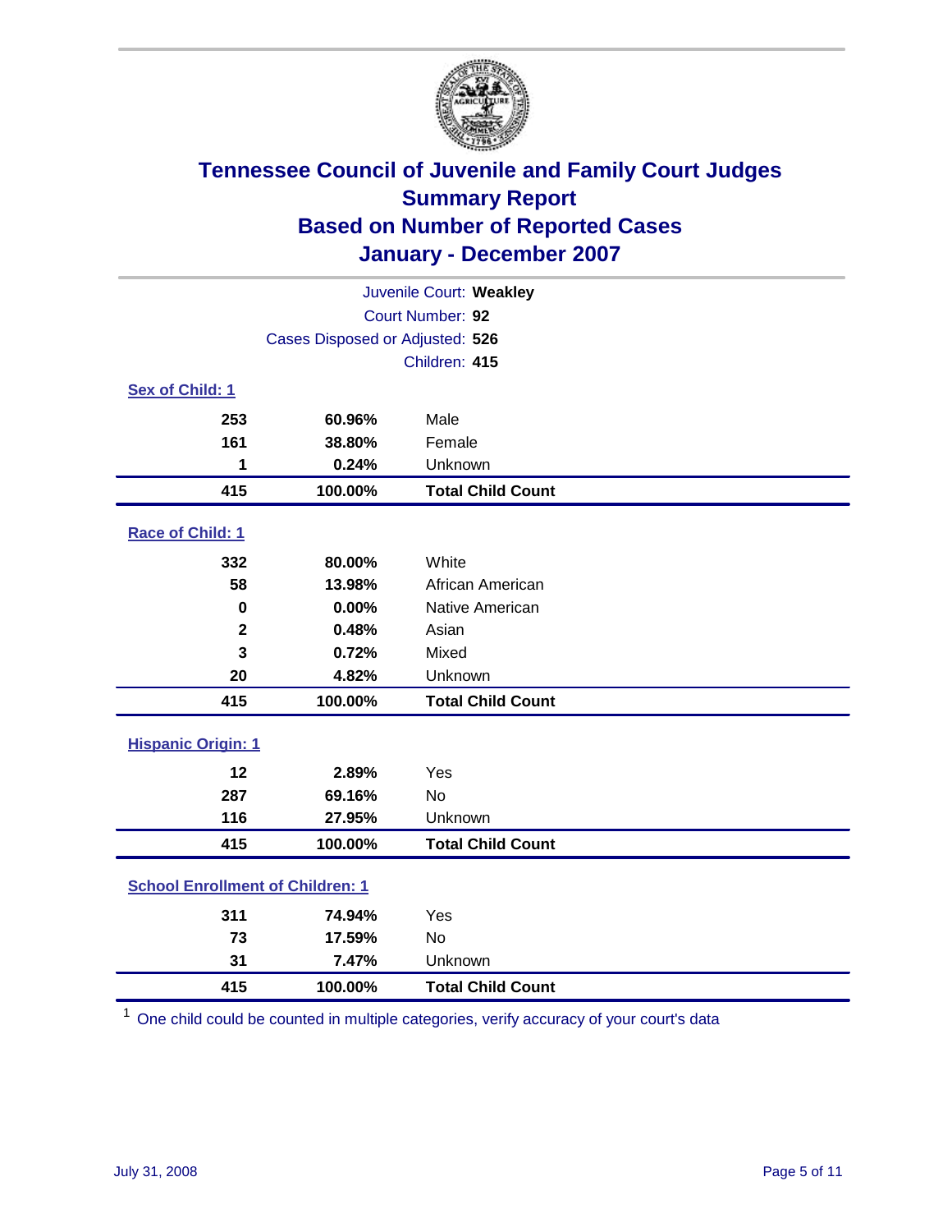# Tennessee Council of Juvenile and Family Court Judges
## Summary Report
## Based on Number of Reported Cases
## January - December 2007

Juvenile Court: **Weakley**
Court Number: **92**
Cases Disposed or Adjusted: **526**
Children: **415**

### Sex of Child: 1

| | | |
|---|---|---|
| 253 | 60.96% | Male |
| 161 | 38.80% | Female |
| 1 | 0.24% | Unknown |
| **415** | **100.00%** | **Total Child Count** |

### Race of Child: 1

| | | |
|---|---|---|
| 332 | 80.00% | White |
| 58 | 13.98% | African American |
| 0 | 0.00% | Native American |
| 2 | 0.48% | Asian |
| 3 | 0.72% | Mixed |
| 20 | 4.82% | Unknown |
| **415** | **100.00%** | **Total Child Count** |

### Hispanic Origin: 1

| | | |
|---|---|---|
| 12 | 2.89% | Yes |
| 287 | 69.16% | No |
| 116 | 27.95% | Unknown |
| **415** | **100.00%** | **Total Child Count** |

### School Enrollment of Children: 1

| | | |
|---|---|---|
| 311 | 74.94% | Yes |
| 73 | 17.59% | No |
| 31 | 7.47% | Unknown |
| **415** | **100.00%** | **Total Child Count** |

[1] One child could be counted in multiple categories, verify accuracy of your court's data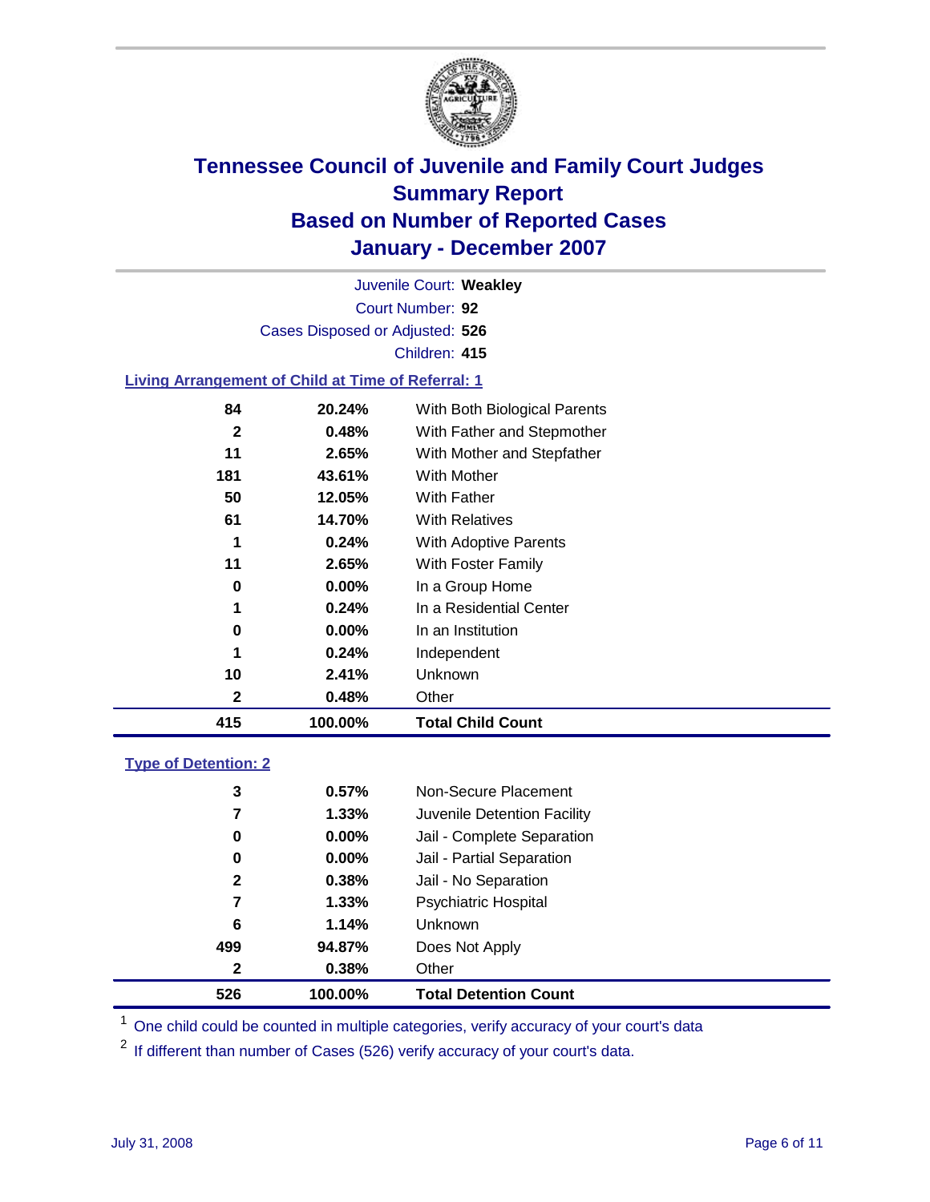# Tennessee Council of Juvenile and Family Court Judges
## Summary Report
## Based on Number of Reported Cases
## January - December 2007

Juvenile Court: **Weakley**

Court Number: **92**

Cases Disposed or Adjusted: **526**

Children: **415**

### Living Arrangement of Child at Time of Referral: 1

| Count | Percent | Category |
|---|---|---|
| 84 | 20.24% | With Both Biological Parents |
| 2 | 0.48% | With Father and Stepmother |
| 11 | 2.65% | With Mother and Stepfather |
| 181 | 43.61% | With Mother |
| 50 | 12.05% | With Father |
| 61 | 14.70% | With Relatives |
| 1 | 0.24% | With Adoptive Parents |
| 11 | 2.65% | With Foster Family |
| 0 | 0.00% | In a Group Home |
| 1 | 0.24% | In a Residential Center |
| 0 | 0.00% | In an Institution |
| 1 | 0.24% | Independent |
| 10 | 2.41% | Unknown |
| 2 | 0.48% | Other |
| **415** | **100.00%** | **Total Child Count** |

### Type of Detention: 2

| Count | Percent | Category |
|---|---|---|
| 3 | 0.57% | Non-Secure Placement |
| 7 | 1.33% | Juvenile Detention Facility |
| 0 | 0.00% | Jail - Complete Separation |
| 0 | 0.00% | Jail - Partial Separation |
| 2 | 0.38% | Jail - No Separation |
| 7 | 1.33% | Psychiatric Hospital |
| 6 | 1.14% | Unknown |
| 499 | 94.87% | Does Not Apply |
| 2 | 0.38% | Other |
| **526** | **100.00%** | **Total Detention Count** |

[1] One child could be counted in multiple categories, verify accuracy of your court's data

[2] If different than number of Cases (526) verify accuracy of your court's data.

July 31, 2008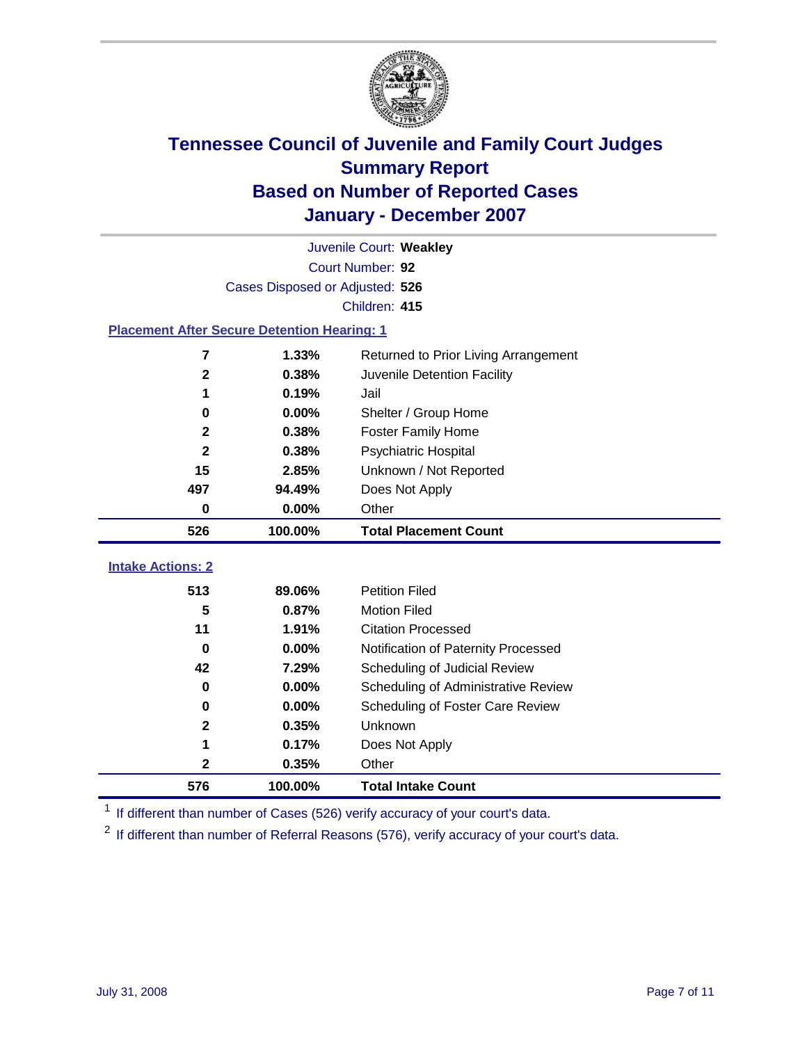# Tennessee Council of Juvenile and Family Court Judges
## Summary Report
## Based on Number of Reported Cases
## January - December 2007

Juvenile Court: **Weakley**

Court Number: **92**

Cases Disposed or Adjusted: **526**

Children: **415**

### Placement After Secure Detention Hearing: 1

| Count | Percent | Placement |
|---|---|---|
| 7 | 1.33% | Returned to Prior Living Arrangement |
| 2 | 0.38% | Juvenile Detention Facility |
| 1 | 0.19% | Jail |
| 0 | 0.00% | Shelter / Group Home |
| 2 | 0.38% | Foster Family Home |
| 2 | 0.38% | Psychiatric Hospital |
| 15 | 2.85% | Unknown / Not Reported |
| 497 | 94.49% | Does Not Apply |
| 0 | 0.00% | Other |
| **526** | **100.00%** | **Total Placement Count** |

### Intake Actions: 2

| Count | Percent | Intake Action |
|---|---|---|
| 513 | 89.06% | Petition Filed |
| 5 | 0.87% | Motion Filed |
| 11 | 1.91% | Citation Processed |
| 0 | 0.00% | Notification of Paternity Processed |
| 42 | 7.29% | Scheduling of Judicial Review |
| 0 | 0.00% | Scheduling of Administrative Review |
| 0 | 0.00% | Scheduling of Foster Care Review |
| 2 | 0.35% | Unknown |
| 1 | 0.17% | Does Not Apply |
| 2 | 0.35% | Other |
| **576** | **100.00%** | **Total Intake Count** |

[1] If different than number of Cases (526) verify accuracy of your court's data.

[2] If different than number of Referral Reasons (576), verify accuracy of your court's data.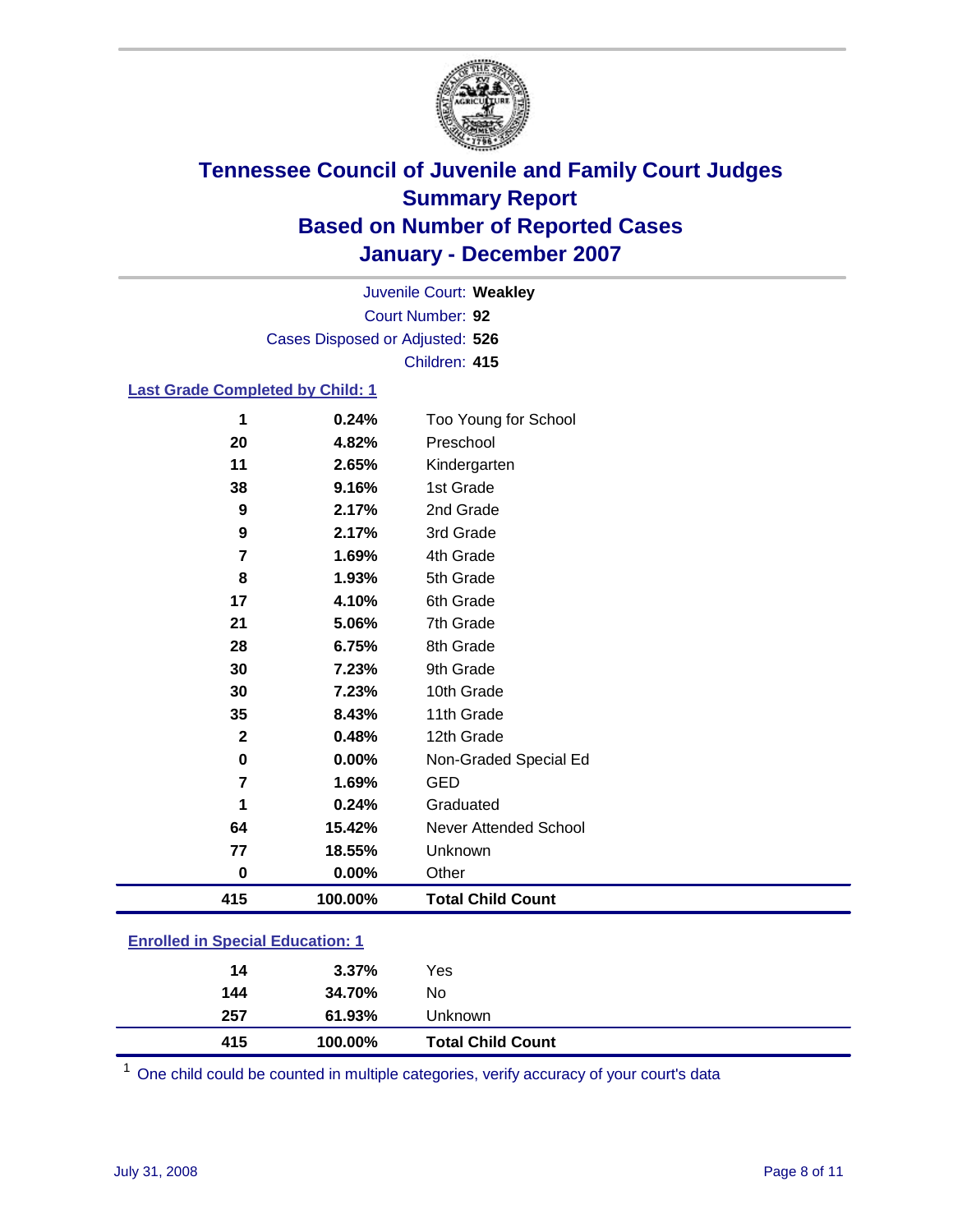# Tennessee Council of Juvenile and Family Court Judges
# Summary Report
# Based on Number of Reported Cases
# January - December 2007

Juvenile Court: **Weakley**
Court Number: **92**
Cases Disposed or Adjusted: **526**
Children: **415**

## Last Grade Completed by Child: 1

| | | |
|---|---|---|
| 1 | 0.24% | Too Young for School |
| 20 | 4.82% | Preschool |
| 11 | 2.65% | Kindergarten |
| 38 | 9.16% | 1st Grade |
| 9 | 2.17% | 2nd Grade |
| 9 | 2.17% | 3rd Grade |
| 7 | 1.69% | 4th Grade |
| 8 | 1.93% | 5th Grade |
| 17 | 4.10% | 6th Grade |
| 21 | 5.06% | 7th Grade |
| 28 | 6.75% | 8th Grade |
| 30 | 7.23% | 9th Grade |
| 30 | 7.23% | 10th Grade |
| 35 | 8.43% | 11th Grade |
| 2 | 0.48% | 12th Grade |
| 0 | 0.00% | Non-Graded Special Ed |
| 7 | 1.69% | GED |
| 1 | 0.24% | Graduated |
| 64 | 15.42% | Never Attended School |
| 77 | 18.55% | Unknown |
| 0 | 0.00% | Other |
| **415** | **100.00%** | **Total Child Count** |

## Enrolled in Special Education: 1

| | | |
|---|---|---|
| 14 | 3.37% | Yes |
| 144 | 34.70% | No |
| 257 | 61.93% | Unknown |
| **415** | **100.00%** | **Total Child Count** |

[1] One child could be counted in multiple categories, verify accuracy of your court's data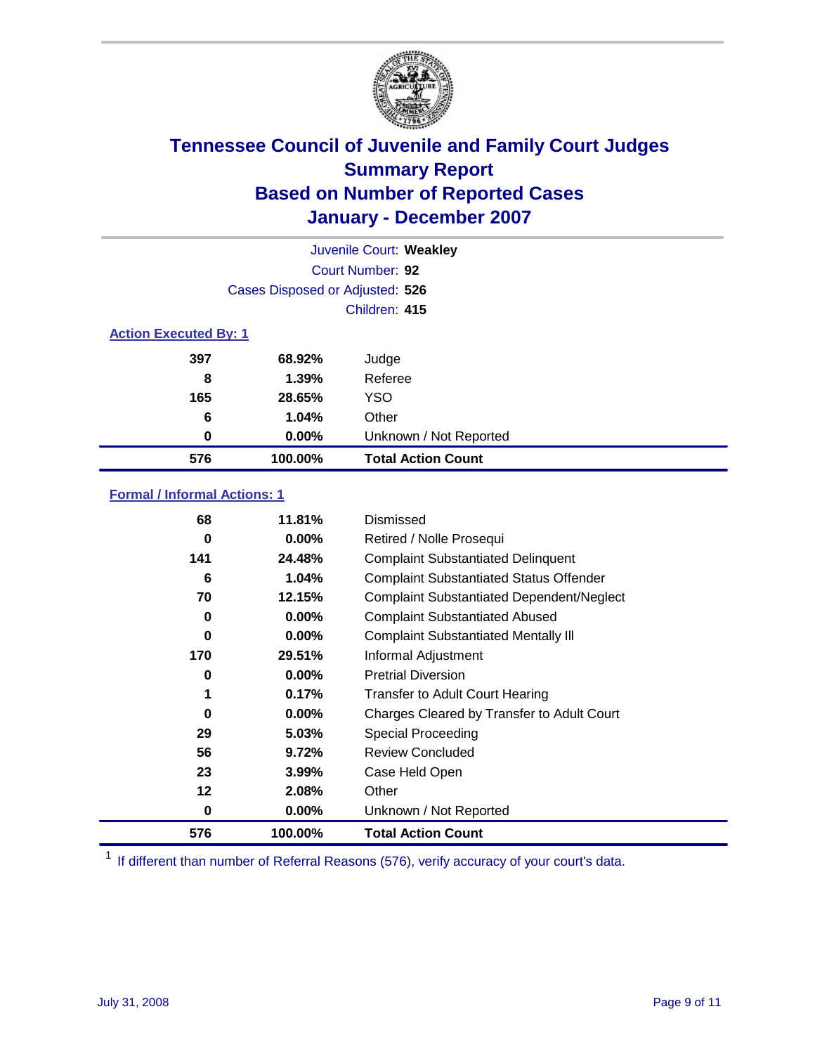# Tennessee Council of Juvenile and Family Court Judges
## Summary Report
## Based on Number of Reported Cases
## January - December 2007

Juvenile Court: **Weakley**
Court Number: **92**
Cases Disposed or Adjusted: **526**
Children: **415**

### Action Executed By: 1

| | | |
|---|---|---|
| 397 | 68.92% | Judge |
| 8 | 1.39% | Referee |
| 165 | 28.65% | YSO |
| 6 | 1.04% | Other |
| 0 | 0.00% | Unknown / Not Reported |
| **576** | **100.00%** | **Total Action Count** |

### Formal / Informal Actions: 1

| | | |
|---|---|---|
| 68 | 11.81% | Dismissed |
| 0 | 0.00% | Retired / Nolle Prosequi |
| 141 | 24.48% | Complaint Substantiated Delinquent |
| 6 | 1.04% | Complaint Substantiated Status Offender |
| 70 | 12.15% | Complaint Substantiated Dependent/Neglect |
| 0 | 0.00% | Complaint Substantiated Abused |
| 0 | 0.00% | Complaint Substantiated Mentally Ill |
| 170 | 29.51% | Informal Adjustment |
| 0 | 0.00% | Pretrial Diversion |
| 1 | 0.17% | Transfer to Adult Court Hearing |
| 0 | 0.00% | Charges Cleared by Transfer to Adult Court |
| 29 | 5.03% | Special Proceeding |
| 56 | 9.72% | Review Concluded |
| 23 | 3.99% | Case Held Open |
| 12 | 2.08% | Other |
| 0 | 0.00% | Unknown / Not Reported |
| **576** | **100.00%** | **Total Action Count** |

[1] If different than number of Referral Reasons (576), verify accuracy of your court's data.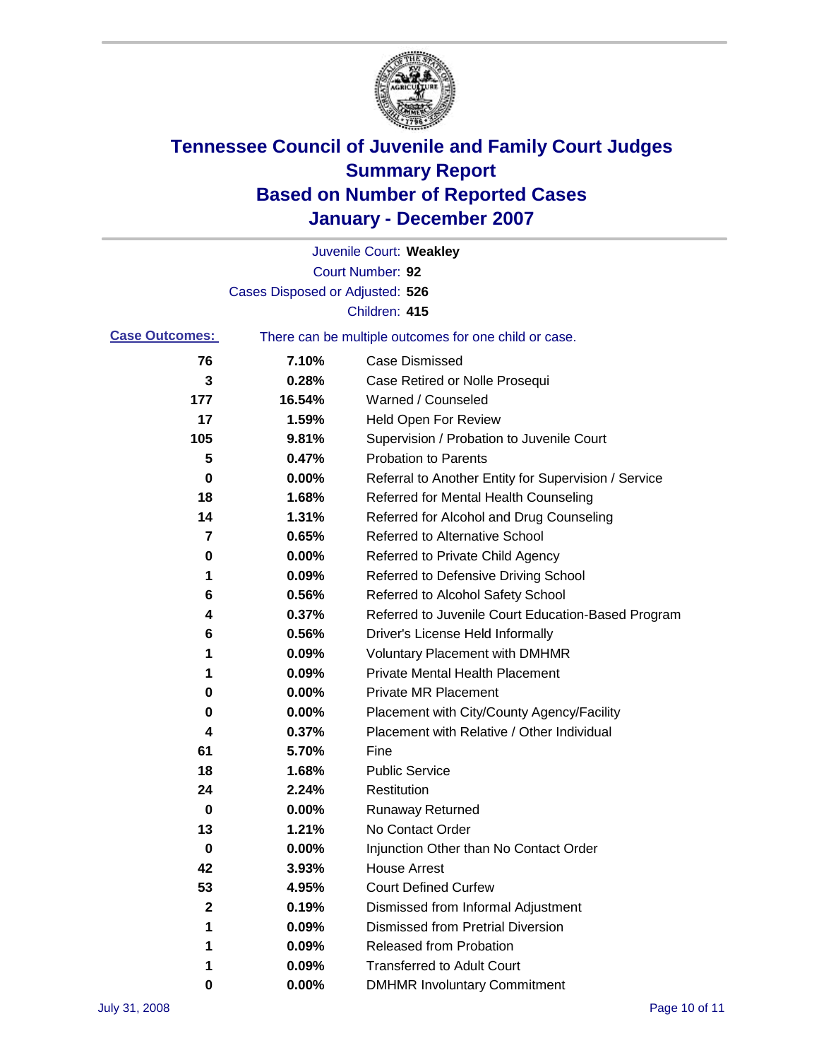# Tennessee Council of Juvenile and Family Court Judges
# Summary Report
# Based on Number of Reported Cases
# January - December 2007

Juvenile Court: **Weakley**

Court Number: **92**

Cases Disposed or Adjusted: **526**

Children: **415**

**Case Outcomes:** There can be multiple outcomes for one child or case.

| Count | Percent | Outcome |
|---|---|---|
| 76 | 7.10% | Case Dismissed |
| 3 | 0.28% | Case Retired or Nolle Prosequi |
| 177 | 16.54% | Warned / Counseled |
| 17 | 1.59% | Held Open For Review |
| 105 | 9.81% | Supervision / Probation to Juvenile Court |
| 5 | 0.47% | Probation to Parents |
| 0 | 0.00% | Referral to Another Entity for Supervision / Service |
| 18 | 1.68% | Referred for Mental Health Counseling |
| 14 | 1.31% | Referred for Alcohol and Drug Counseling |
| 7 | 0.65% | Referred to Alternative School |
| 0 | 0.00% | Referred to Private Child Agency |
| 1 | 0.09% | Referred to Defensive Driving School |
| 6 | 0.56% | Referred to Alcohol Safety School |
| 4 | 0.37% | Referred to Juvenile Court Education-Based Program |
| 6 | 0.56% | Driver's License Held Informally |
| 1 | 0.09% | Voluntary Placement with DMHMR |
| 1 | 0.09% | Private Mental Health Placement |
| 0 | 0.00% | Private MR Placement |
| 0 | 0.00% | Placement with City/County Agency/Facility |
| 4 | 0.37% | Placement with Relative / Other Individual |
| 61 | 5.70% | Fine |
| 18 | 1.68% | Public Service |
| 24 | 2.24% | Restitution |
| 0 | 0.00% | Runaway Returned |
| 13 | 1.21% | No Contact Order |
| 0 | 0.00% | Injunction Other than No Contact Order |
| 42 | 3.93% | House Arrest |
| 53 | 4.95% | Court Defined Curfew |
| 2 | 0.19% | Dismissed from Informal Adjustment |
| 1 | 0.09% | Dismissed from Pretrial Diversion |
| 1 | 0.09% | Released from Probation |
| 1 | 0.09% | Transferred to Adult Court |
| 0 | 0.00% | DMHMR Involuntary Commitment |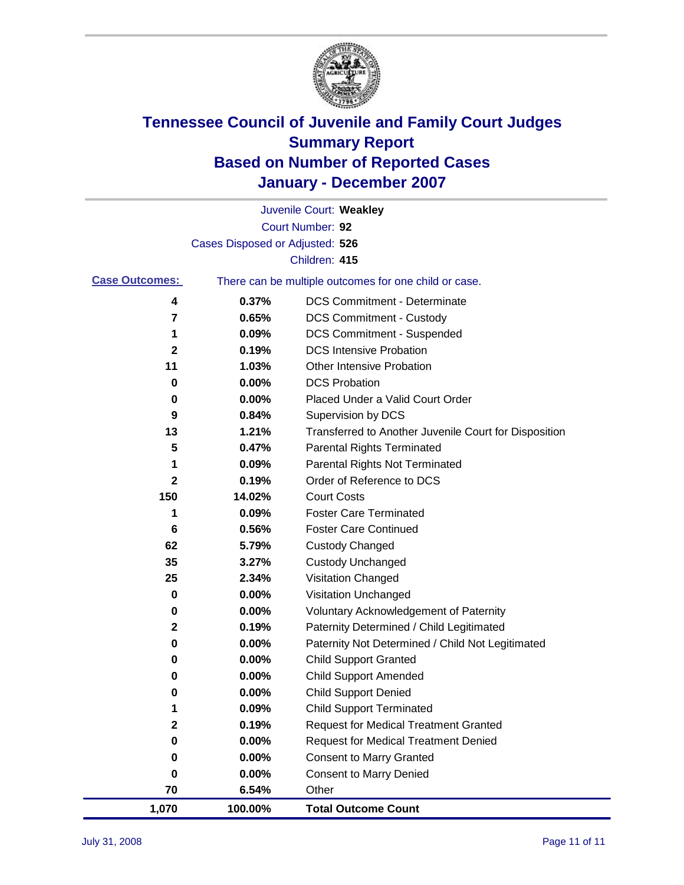# Tennessee Council of Juvenile and Family Court Judges
## Summary Report
## Based on Number of Reported Cases
## January - December 2007

Juvenile Court: **Weakley**

Court Number: **92**

Cases Disposed or Adjusted: **526**

Children: **415**

**Case Outcomes:** There can be multiple outcomes for one child or case.

| | | |
|---|---|---|
| 4 | 0.37% | DCS Commitment - Determinate |
| 7 | 0.65% | DCS Commitment - Custody |
| 1 | 0.09% | DCS Commitment - Suspended |
| 2 | 0.19% | DCS Intensive Probation |
| 11 | 1.03% | Other Intensive Probation |
| 0 | 0.00% | DCS Probation |
| 0 | 0.00% | Placed Under a Valid Court Order |
| 9 | 0.84% | Supervision by DCS |
| 13 | 1.21% | Transferred to Another Juvenile Court for Disposition |
| 5 | 0.47% | Parental Rights Terminated |
| 1 | 0.09% | Parental Rights Not Terminated |
| 2 | 0.19% | Order of Reference to DCS |
| 150 | 14.02% | Court Costs |
| 1 | 0.09% | Foster Care Terminated |
| 6 | 0.56% | Foster Care Continued |
| 62 | 5.79% | Custody Changed |
| 35 | 3.27% | Custody Unchanged |
| 25 | 2.34% | Visitation Changed |
| 0 | 0.00% | Visitation Unchanged |
| 0 | 0.00% | Voluntary Acknowledgement of Paternity |
| 2 | 0.19% | Paternity Determined / Child Legitimated |
| 0 | 0.00% | Paternity Not Determined / Child Not Legitimated |
| 0 | 0.00% | Child Support Granted |
| 0 | 0.00% | Child Support Amended |
| 0 | 0.00% | Child Support Denied |
| 1 | 0.09% | Child Support Terminated |
| 2 | 0.19% | Request for Medical Treatment Granted |
| 0 | 0.00% | Request for Medical Treatment Denied |
| 0 | 0.00% | Consent to Marry Granted |
| 0 | 0.00% | Consent to Marry Denied |
| 70 | 6.54% | Other |
| **1,070** | **100.00%** | **Total Outcome Count** |